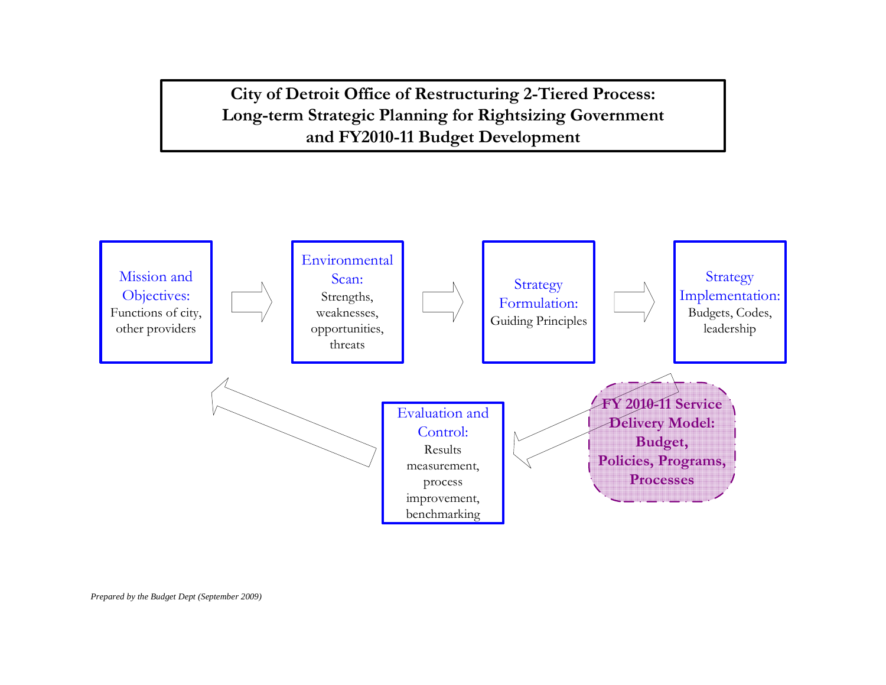# City of Detroit Office of Restructuring 2-Tiered Process: Long-term Strategic Planning for Rightsizing Government and FY2010-11 Budget Development

**Mission and Objectives:** Functions of city, other providers

→

**Environmental Scan:** Strengths, weaknesses, opportunities, threats

→

**Strategy Formulation:** Guiding Principles

→

**Strategy Implementation:** Budgets, Codes, leadership

→

**FY 2010-11 Service Delivery Model: Budget, Policies, Programs, Processes**

→

**Evaluation and Control:** Results measurement, process improvement, benchmarking

→ (returns to Mission and Objectives)

*Prepared by the Budget Dept (September 2009)*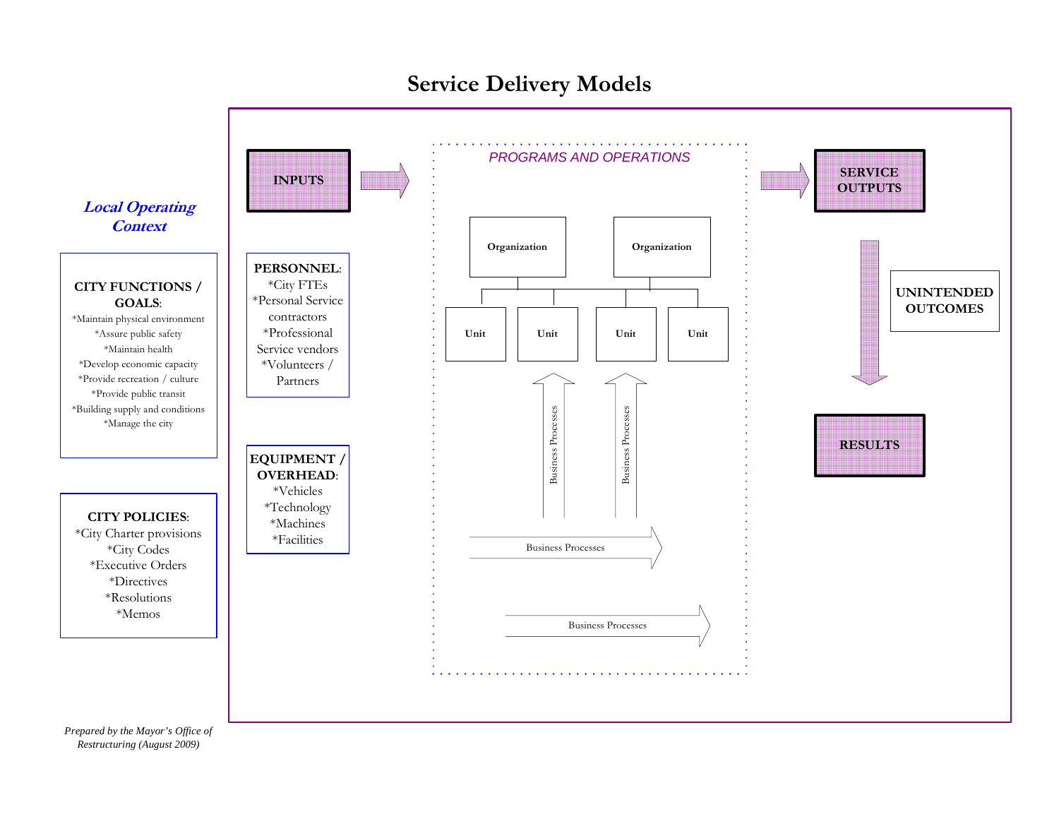# Service Delivery Models

*Local Operating Context*

**CITY FUNCTIONS / GOALS**:
*Maintain physical environment
*Assure public safety
*Maintain health
*Develop economic capacity
*Provide recreation / culture
*Provide public transit
*Building supply and conditions
*Manage the city

**CITY POLICIES**:
*City Charter provisions
*City Codes
*Executive Orders
*Directives
*Resolutions
*Memos

**INPUTS**

**PERSONNEL**:
*City FTEs
*Personal Service contractors
*Professional Service vendors
*Volunteers / Partners

**EQUIPMENT / OVERHEAD**:
*Vehicles
*Technology
*Machines
*Facilities

*PROGRAMS AND OPERATIONS*

Organization — Unit, Unit

Organization — Unit, Unit

Business Processes

Business Processes

Business Processes

Business Processes

**SERVICE OUTPUTS**

**UNINTENDED OUTCOMES**

**RESULTS**

*Prepared by the Mayor's Office of Restructuring (August 2009)*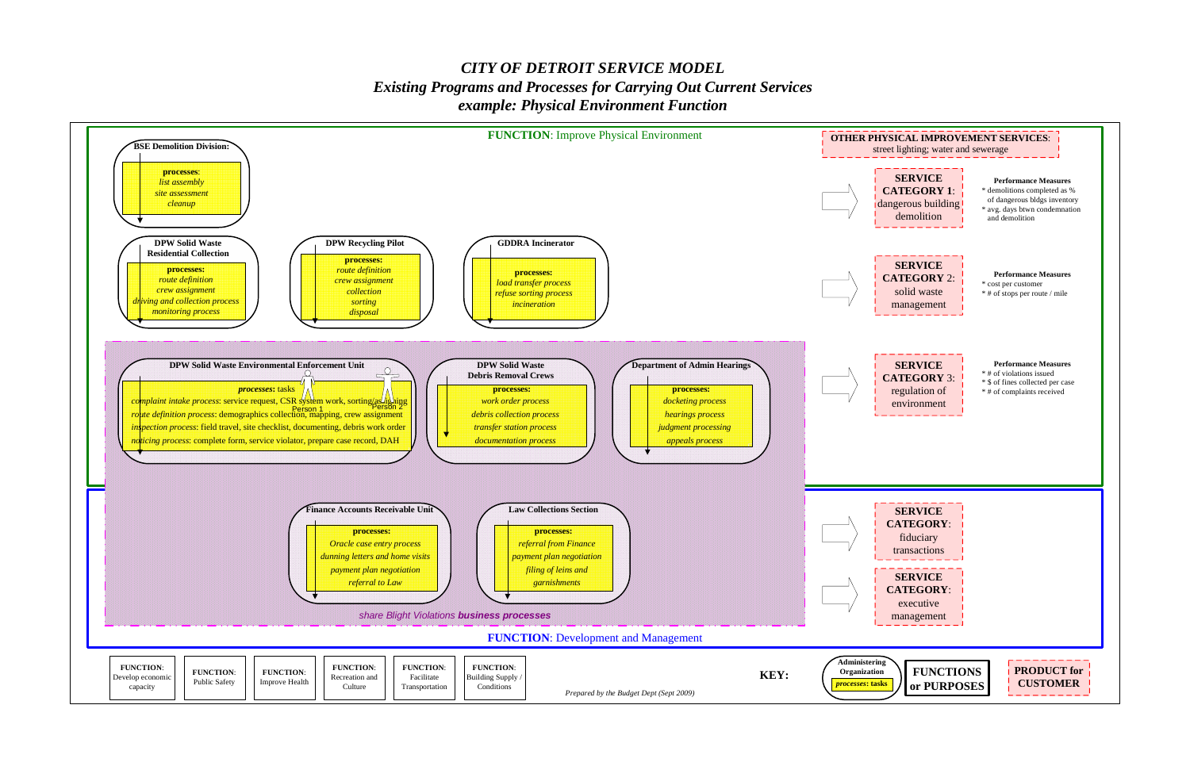# CITY OF DETROIT SERVICE MODEL

## Existing Programs and Processes for Carrying Out Current Services

## example: Physical Environment Function

**FUNCTION**: Improve Physical Environment

**BSE Demolition Division:**
- **processes**:
  - *list assembly*
  - *site assessment*
  - *cleanup*

**DPW Solid Waste Residential Collection**
- **processes:**
  - *route definition*
  - *crew assignment*
  - *driving and collection process*
  - *monitoring process*

**DPW Recycling Pilot**
- **processes:**
  - *route definition*
  - *crew assignment*
  - *collection*
  - *sorting*
  - *disposal*

**GDDRA Incinerator**
- **processes:**
  - *load transfer process*
  - *refuse sorting process*
  - *incineration*

**DPW Solid Waste Environmental Enforcement Unit**
- ***processes***: tasks
  - *complaint intake process*: service request, CSR system work, sorting/assigning
  - *route definition process*: demographics collection, mapping, crew assignment
  - *inspection process*: field travel, site checklist, documenting, debris work order
  - *noticing process*: complete form, service violator, prepare case record, DAH

Person 1 Person 2

**DPW Solid Waste Debris Removal Crews**
- **processes:**
  - *work order process*
  - *debris collection process*
  - *transfer station process*
  - *documentation process*

**Department of Admin Hearings**
- **processes:**
  - *docketing process*
  - *hearings process*
  - *judgment processing*
  - *appeals process*

**OTHER PHYSICAL IMPROVEMENT SERVICES**: street lighting; water and sewerage

**SERVICE CATEGORY 1**: dangerous building demolition

**Performance Measures**
- demolitions completed as % of dangerous bldgs inventory
- avg. days btwn condemnation and demolition

**SERVICE CATEGORY 2**: solid waste management

**Performance Measures**
- cost per customer
- # of stops per route / mile

**SERVICE CATEGORY 3**: regulation of environment

**Performance Measures**
- # of violations issued
- $ of fines collected per case
- # of complaints received

**FUNCTION**: Development and Management

**Finance Accounts Receivable Unit**
- **processes:**
  - *Oracle case entry process*
  - *dunning letters and home visits*
  - *payment plan negotiation*
  - *referral to Law*

**Law Collections Section**
- **processes:**
  - *referral from Finance*
  - *payment plan negotiation*
  - *filing of leins and garnishments*

*share Blight Violations **business processes***

**SERVICE CATEGORY**: fiduciary transactions

**SERVICE CATEGORY**: executive management

**FUNCTION**: Develop economic capacity | **FUNCTION**: Public Safety | **FUNCTION**: Improve Health | **FUNCTION**: Recreation and Culture | **FUNCTION**: Facilitate Transportation | **FUNCTION**: Building Supply / Conditions

*Prepared by the Budget Dept (Sept 2009)*

**KEY:**
- Administering Organization — ***processes***: tasks
- **FUNCTIONS or PURPOSES**
- **PRODUCT for CUSTOMER**